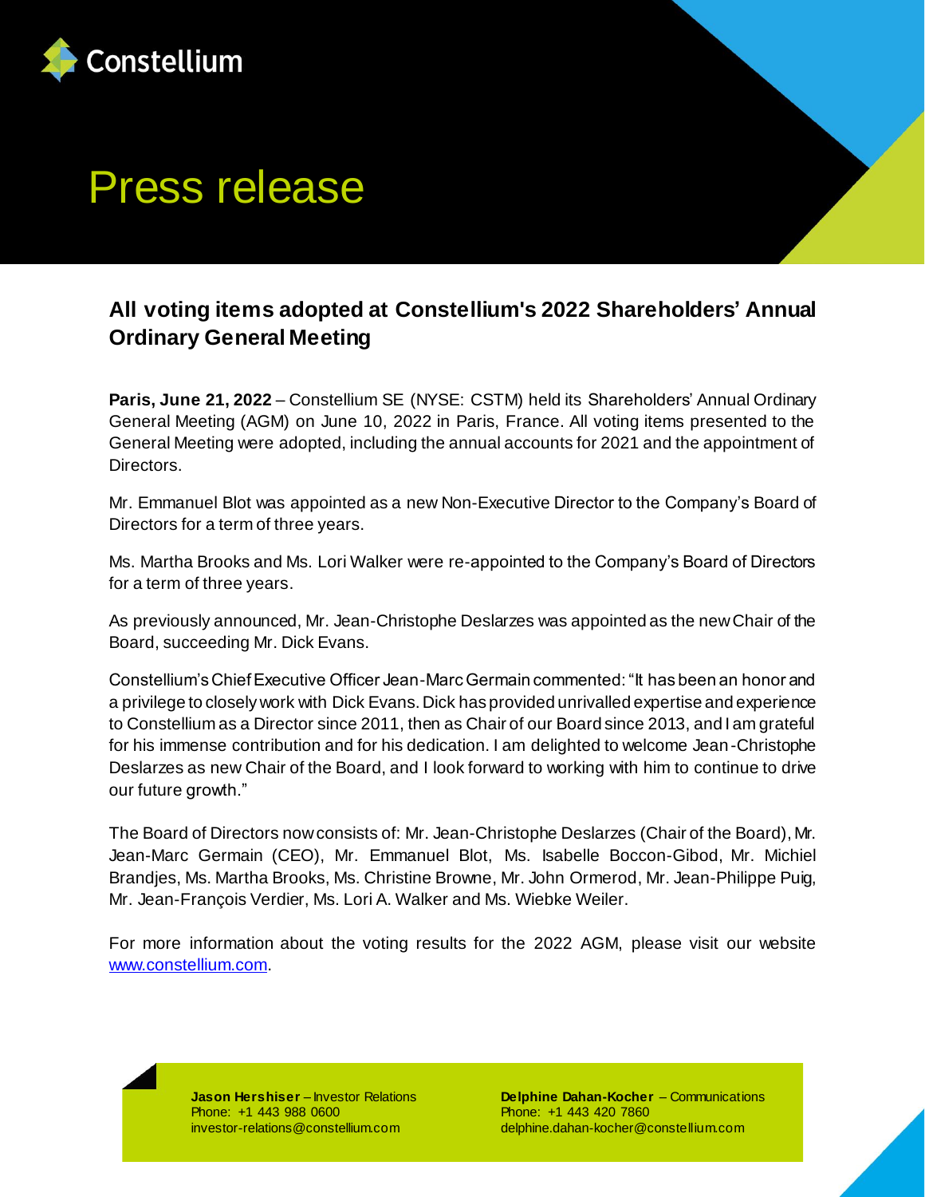Constellium

# Press release

## All voting items adopted at Constellium's 2022 Shareholders' Annual Ordinary General Meeting

**Paris, June 21, 2022** – Constellium SE (NYSE: CSTM) held its Shareholders' Annual Ordinary General Meeting (AGM) on June 10, 2022 in Paris, France. All voting items presented to the General Meeting were adopted, including the annual accounts for 2021 and the appointment of Directors.

Mr. Emmanuel Blot was appointed as a new Non-Executive Director to the Company's Board of Directors for a term of three years.

Ms. Martha Brooks and Ms. Lori Walker were re-appointed to the Company's Board of Directors for a term of three years.

As previously announced, Mr. Jean-Christophe Deslarzes was appointed as the new Chair of the Board, succeeding Mr. Dick Evans.

Constellium's Chief Executive Officer Jean-Marc Germain commented: "It has been an honor and a privilege to closely work with Dick Evans. Dick has provided unrivalled expertise and experience to Constellium as a Director since 2011, then as Chair of our Board since 2013, and I am grateful for his immense contribution and for his dedication. I am delighted to welcome Jean-Christophe Deslarzes as new Chair of the Board, and I look forward to working with him to continue to drive our future growth."

The Board of Directors now consists of: Mr. Jean-Christophe Deslarzes (Chair of the Board), Mr. Jean-Marc Germain (CEO), Mr. Emmanuel Blot, Ms. Isabelle Boccon-Gibod, Mr. Michiel Brandjes, Ms. Martha Brooks, Ms. Christine Browne, Mr. John Ormerod, Mr. Jean-Philippe Puig, Mr. Jean-François Verdier, Ms. Lori A. Walker and Ms. Wiebke Weiler.

For more information about the voting results for the 2022 AGM, please visit our website www.constellium.com.

**Jason Hershiser** – Investor Relations
Phone: +1 443 988 0600
investor-relations@constellium.com

**Delphine Dahan-Kocher** – Communications
Phone: +1 443 420 7860
delphine.dahan-kocher@constellium.com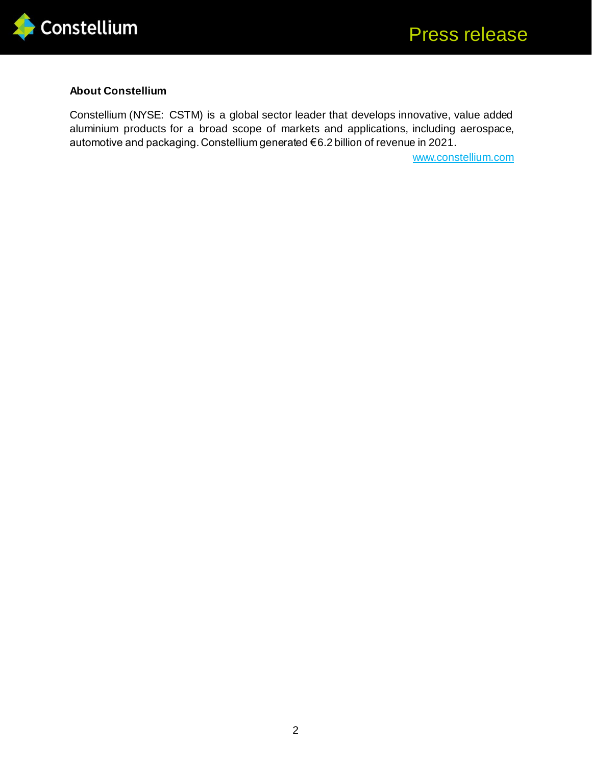**About Constellium**

Constellium (NYSE: CSTM) is a global sector leader that develops innovative, value added aluminium products for a broad scope of markets and applications, including aerospace, automotive and packaging. Constellium generated €6.2 billion of revenue in 2021.

www.constellium.com